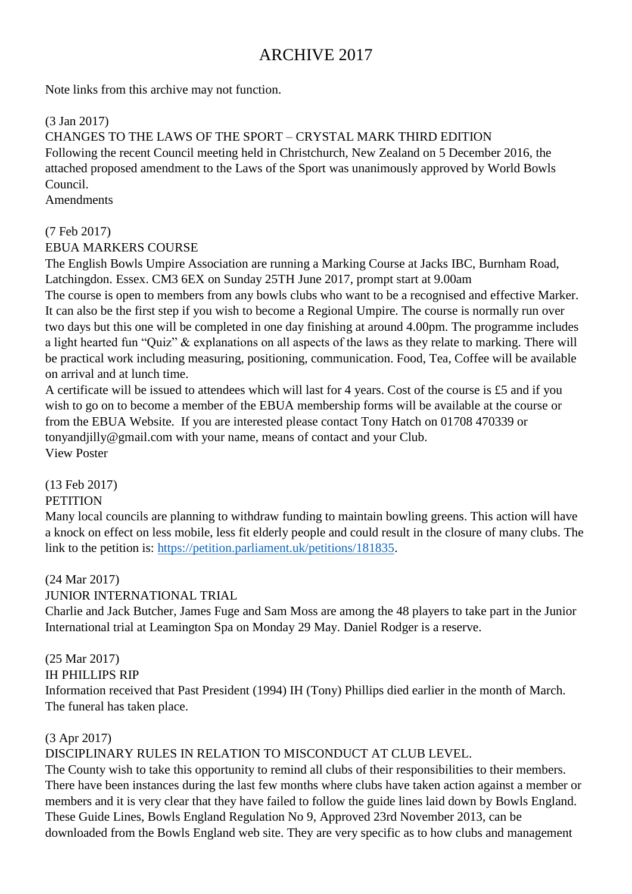# ARCHIVE 2017

Note links from this archive may not function.

(3 Jan 2017)
CHANGES TO THE LAWS OF THE SPORT – CRYSTAL MARK THIRD EDITION
Following the recent Council meeting held in Christchurch, New Zealand on 5 December 2016, the attached proposed amendment to the Laws of the Sport was unanimously approved by World Bowls Council.
Amendments

(7 Feb 2017)
EBUA MARKERS COURSE
The English Bowls Umpire Association are running a Marking Course at Jacks IBC, Burnham Road, Latchingdon. Essex. CM3 6EX on Sunday 25TH June 2017, prompt start at 9.00am
The course is open to members from any bowls clubs who want to be a recognised and effective Marker. It can also be the first step if you wish to become a Regional Umpire. The course is normally run over two days but this one will be completed in one day finishing at around 4.00pm. The programme includes a light hearted fun "Quiz" & explanations on all aspects of the laws as they relate to marking. There will be practical work including measuring, positioning, communication. Food, Tea, Coffee will be available on arrival and at lunch time.
A certificate will be issued to attendees which will last for 4 years. Cost of the course is £5 and if you wish to go on to become a member of the EBUA membership forms will be available at the course or from the EBUA Website. If you are interested please contact Tony Hatch on 01708 470339 or tonyandjilly@gmail.com with your name, means of contact and your Club.
View Poster

(13 Feb 2017)
PETITION
Many local councils are planning to withdraw funding to maintain bowling greens. This action will have a knock on effect on less mobile, less fit elderly people and could result in the closure of many clubs. The link to the petition is: https://petition.parliament.uk/petitions/181835.

(24 Mar 2017)
JUNIOR INTERNATIONAL TRIAL
Charlie and Jack Butcher, James Fuge and Sam Moss are among the 48 players to take part in the Junior International trial at Leamington Spa on Monday 29 May. Daniel Rodger is a reserve.

(25 Mar 2017)
IH PHILLIPS RIP
Information received that Past President (1994) IH (Tony) Phillips died earlier in the month of March. The funeral has taken place.

(3 Apr 2017)
DISCIPLINARY RULES IN RELATION TO MISCONDUCT AT CLUB LEVEL.
The County wish to take this opportunity to remind all clubs of their responsibilities to their members. There have been instances during the last few months where clubs have taken action against a member or members and it is very clear that they have failed to follow the guide lines laid down by Bowls England. These Guide Lines, Bowls England Regulation No 9, Approved 23rd November 2013, can be downloaded from the Bowls England web site. They are very specific as to how clubs and management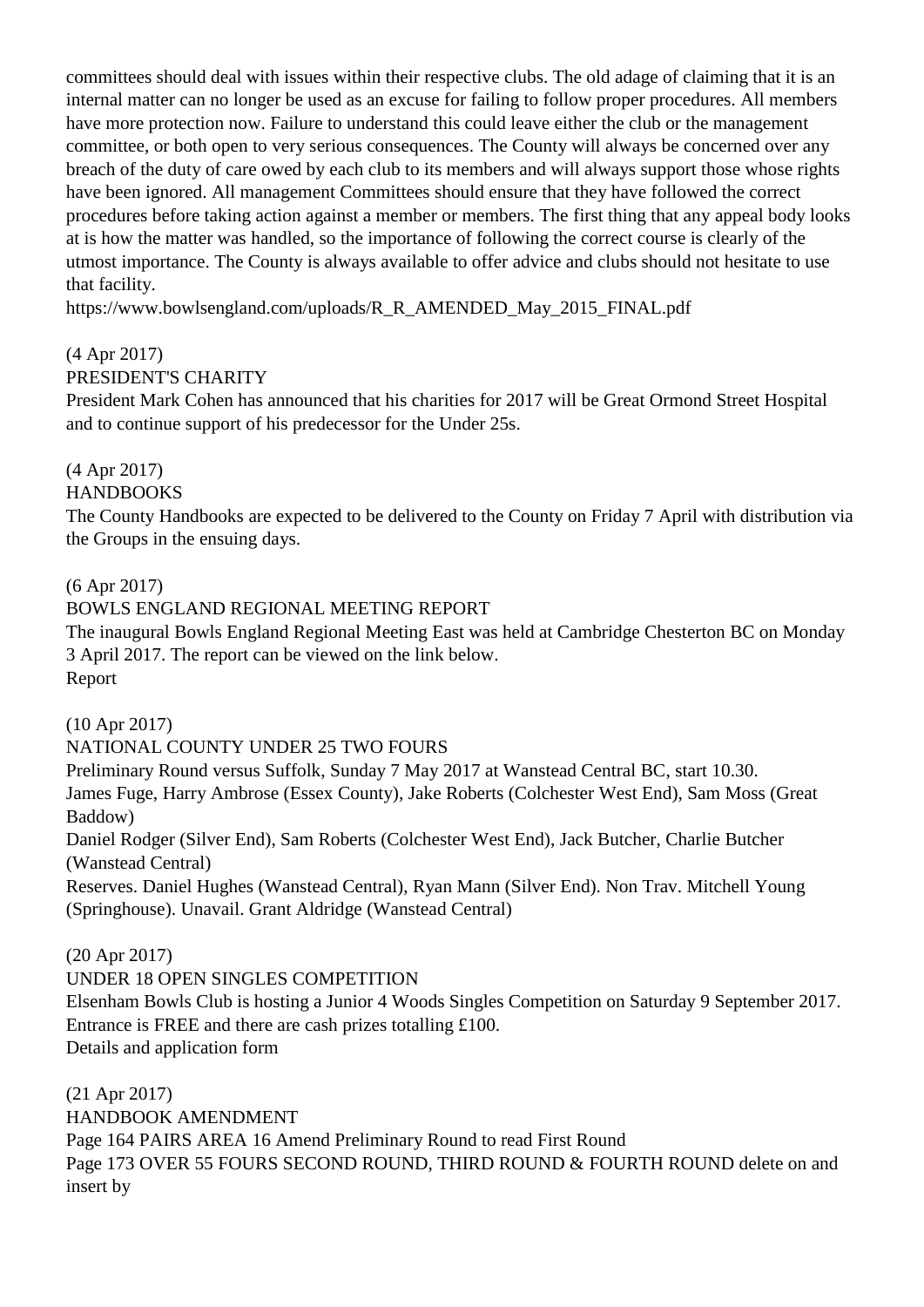committees should deal with issues within their respective clubs. The old adage of claiming that it is an internal matter can no longer be used as an excuse for failing to follow proper procedures. All members have more protection now. Failure to understand this could leave either the club or the management committee, or both open to very serious consequences. The County will always be concerned over any breach of the duty of care owed by each club to its members and will always support those whose rights have been ignored. All management Committees should ensure that they have followed the correct procedures before taking action against a member or members. The first thing that any appeal body looks at is how the matter was handled, so the importance of following the correct course is clearly of the utmost importance. The County is always available to offer advice and clubs should not hesitate to use that facility.
https://www.bowlsengland.com/uploads/R_R_AMENDED_May_2015_FINAL.pdf

(4 Apr 2017)
PRESIDENT'S CHARITY
President Mark Cohen has announced that his charities for 2017 will be Great Ormond Street Hospital and to continue support of his predecessor for the Under 25s.

(4 Apr 2017)
HANDBOOKS
The County Handbooks are expected to be delivered to the County on Friday 7 April with distribution via the Groups in the ensuing days.

(6 Apr 2017)
BOWLS ENGLAND REGIONAL MEETING REPORT
The inaugural Bowls England Regional Meeting East was held at Cambridge Chesterton BC on Monday 3 April 2017. The report can be viewed on the link below.
Report

(10 Apr 2017)
NATIONAL COUNTY UNDER 25 TWO FOURS
Preliminary Round versus Suffolk, Sunday 7 May 2017 at Wanstead Central BC, start 10.30.
James Fuge, Harry Ambrose (Essex County), Jake Roberts (Colchester West End), Sam Moss (Great Baddow)
Daniel Rodger (Silver End), Sam Roberts (Colchester West End), Jack Butcher, Charlie Butcher (Wanstead Central)
Reserves. Daniel Hughes (Wanstead Central), Ryan Mann (Silver End). Non Trav. Mitchell Young (Springhouse). Unavail. Grant Aldridge (Wanstead Central)

(20 Apr 2017)
UNDER 18 OPEN SINGLES COMPETITION
Elsenham Bowls Club is hosting a Junior 4 Woods Singles Competition on Saturday 9 September 2017. Entrance is FREE and there are cash prizes totalling £100.
Details and application form

(21 Apr 2017)
HANDBOOK AMENDMENT
Page 164 PAIRS AREA 16 Amend Preliminary Round to read First Round
Page 173 OVER 55 FOURS SECOND ROUND, THIRD ROUND & FOURTH ROUND delete on and insert by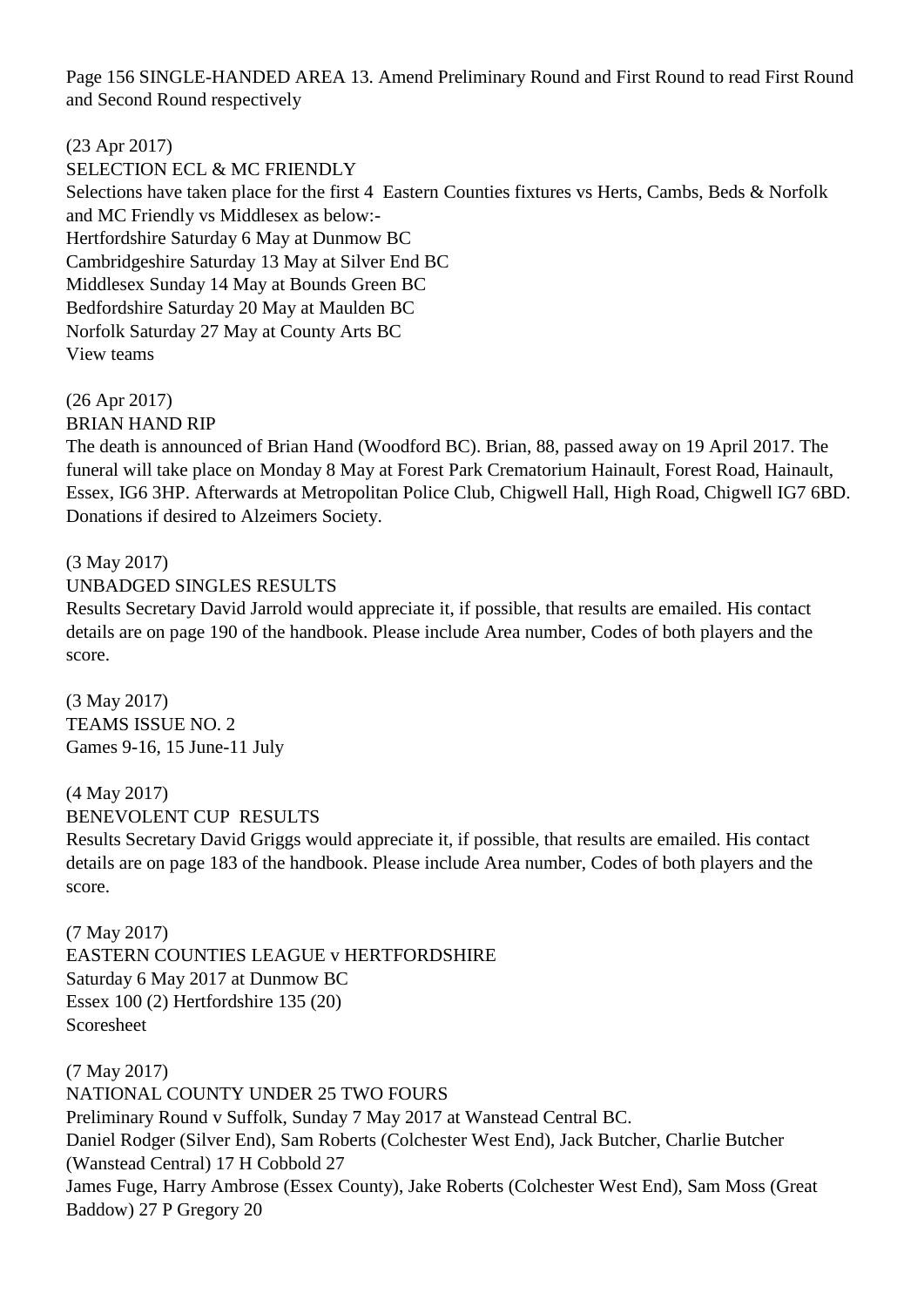Page 156 SINGLE-HANDED AREA 13. Amend Preliminary Round and First Round to read First Round and Second Round respectively

(23 Apr 2017)
SELECTION ECL & MC FRIENDLY
Selections have taken place for the first 4 Eastern Counties fixtures vs Herts, Cambs, Beds & Norfolk and MC Friendly vs Middlesex as below:-
Hertfordshire Saturday 6 May at Dunmow BC
Cambridgeshire Saturday 13 May at Silver End BC
Middlesex Sunday 14 May at Bounds Green BC
Bedfordshire Saturday 20 May at Maulden BC
Norfolk Saturday 27 May at County Arts BC
View teams

(26 Apr 2017)
BRIAN HAND RIP
The death is announced of Brian Hand (Woodford BC). Brian, 88, passed away on 19 April 2017. The funeral will take place on Monday 8 May at Forest Park Crematorium Hainault, Forest Road, Hainault, Essex, IG6 3HP. Afterwards at Metropolitan Police Club, Chigwell Hall, High Road, Chigwell IG7 6BD. Donations if desired to Alzeimers Society.

(3 May 2017)
UNBADGED SINGLES RESULTS
Results Secretary David Jarrold would appreciate it, if possible, that results are emailed. His contact details are on page 190 of the handbook. Please include Area number, Codes of both players and the score.

(3 May 2017)
TEAMS ISSUE NO. 2
Games 9-16, 15 June-11 July

(4 May 2017)
BENEVOLENT CUP RESULTS
Results Secretary David Griggs would appreciate it, if possible, that results are emailed. His contact details are on page 183 of the handbook. Please include Area number, Codes of both players and the score.

(7 May 2017)
EASTERN COUNTIES LEAGUE v HERTFORDSHIRE
Saturday 6 May 2017 at Dunmow BC
Essex 100 (2) Hertfordshire 135 (20)
Scoresheet

(7 May 2017)
NATIONAL COUNTY UNDER 25 TWO FOURS
Preliminary Round v Suffolk, Sunday 7 May 2017 at Wanstead Central BC.
Daniel Rodger (Silver End), Sam Roberts (Colchester West End), Jack Butcher, Charlie Butcher (Wanstead Central) 17 H Cobbold 27
James Fuge, Harry Ambrose (Essex County), Jake Roberts (Colchester West End), Sam Moss (Great Baddow) 27 P Gregory 20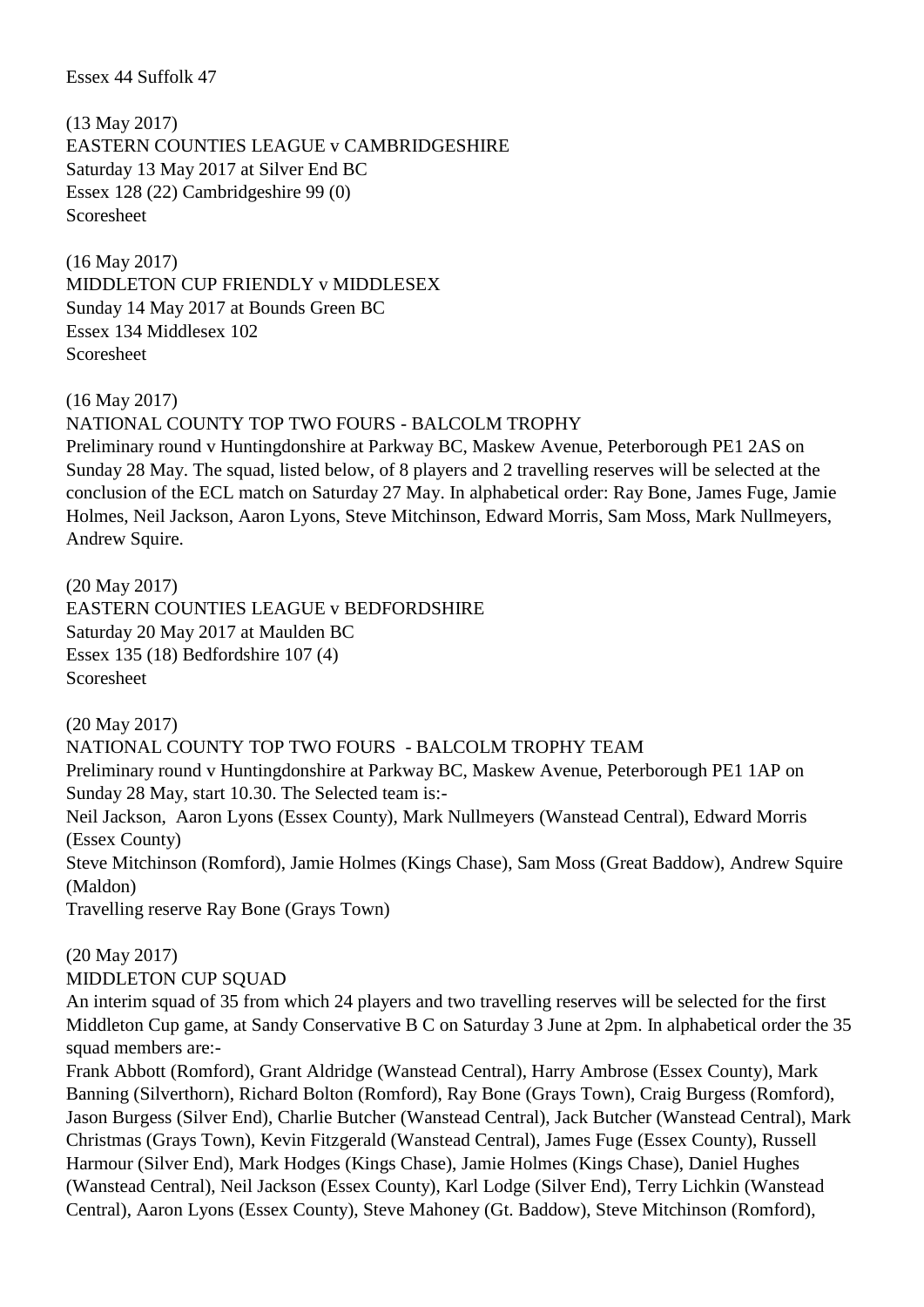Essex 44 Suffolk 47

(13 May 2017)
EASTERN COUNTIES LEAGUE v CAMBRIDGESHIRE
Saturday 13 May 2017 at Silver End BC
Essex 128 (22) Cambridgeshire 99 (0)
Scoresheet

(16 May 2017)
MIDDLETON CUP FRIENDLY v MIDDLESEX
Sunday 14 May 2017 at Bounds Green BC
Essex 134 Middlesex 102
Scoresheet

(16 May 2017)
NATIONAL COUNTY TOP TWO FOURS - BALCOLM TROPHY
Preliminary round v Huntingdonshire at Parkway BC, Maskew Avenue, Peterborough PE1 2AS on Sunday 28 May. The squad, listed below, of 8 players and 2 travelling reserves will be selected at the conclusion of the ECL match on Saturday 27 May. In alphabetical order: Ray Bone, James Fuge, Jamie Holmes, Neil Jackson, Aaron Lyons, Steve Mitchinson, Edward Morris, Sam Moss, Mark Nullmeyers, Andrew Squire.

(20 May 2017)
EASTERN COUNTIES LEAGUE v BEDFORDSHIRE
Saturday 20 May 2017 at Maulden BC
Essex 135 (18) Bedfordshire 107 (4)
Scoresheet

(20 May 2017)
NATIONAL COUNTY TOP TWO FOURS - BALCOLM TROPHY TEAM
Preliminary round v Huntingdonshire at Parkway BC, Maskew Avenue, Peterborough PE1 1AP on Sunday 28 May, start 10.30. The Selected team is:-
Neil Jackson, Aaron Lyons (Essex County), Mark Nullmeyers (Wanstead Central), Edward Morris (Essex County)
Steve Mitchinson (Romford), Jamie Holmes (Kings Chase), Sam Moss (Great Baddow), Andrew Squire (Maldon)
Travelling reserve Ray Bone (Grays Town)

(20 May 2017)
MIDDLETON CUP SQUAD
An interim squad of 35 from which 24 players and two travelling reserves will be selected for the first Middleton Cup game, at Sandy Conservative B C on Saturday 3 June at 2pm. In alphabetical order the 35 squad members are:-
Frank Abbott (Romford), Grant Aldridge (Wanstead Central), Harry Ambrose (Essex County), Mark Banning (Silverthorn), Richard Bolton (Romford), Ray Bone (Grays Town), Craig Burgess (Romford), Jason Burgess (Silver End), Charlie Butcher (Wanstead Central), Jack Butcher (Wanstead Central), Mark Christmas (Grays Town), Kevin Fitzgerald (Wanstead Central), James Fuge (Essex County), Russell Harmour (Silver End), Mark Hodges (Kings Chase), Jamie Holmes (Kings Chase), Daniel Hughes (Wanstead Central), Neil Jackson (Essex County), Karl Lodge (Silver End), Terry Lichkin (Wanstead Central), Aaron Lyons (Essex County), Steve Mahoney (Gt. Baddow), Steve Mitchinson (Romford),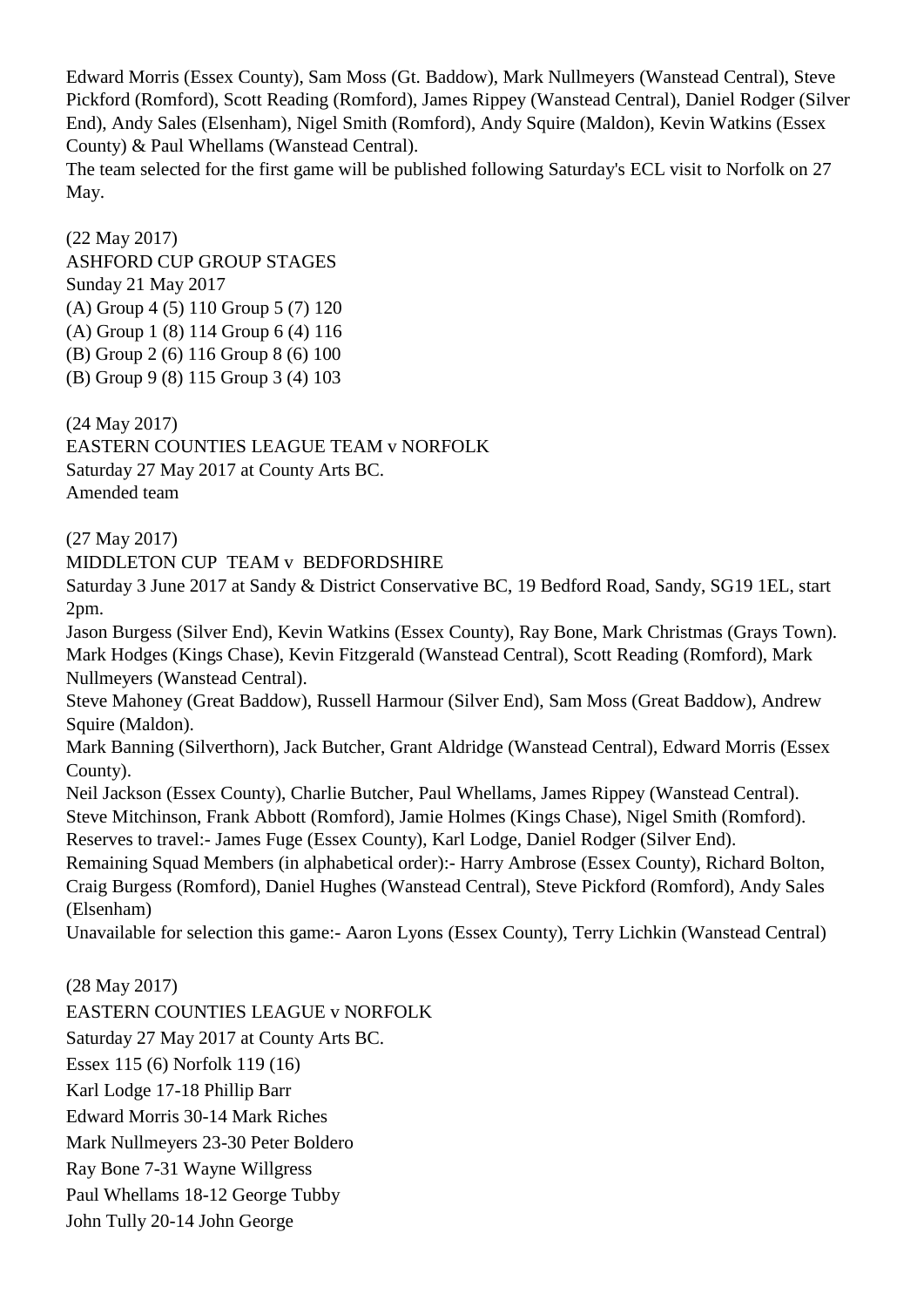Edward Morris (Essex County), Sam Moss (Gt. Baddow), Mark Nullmeyers (Wanstead Central), Steve Pickford (Romford), Scott Reading (Romford), James Rippey (Wanstead Central), Daniel Rodger (Silver End), Andy Sales (Elsenham), Nigel Smith (Romford), Andy Squire (Maldon), Kevin Watkins (Essex County) & Paul Whellams (Wanstead Central).
The team selected for the first game will be published following Saturday's ECL visit to Norfolk on 27 May.

(22 May 2017)
ASHFORD CUP GROUP STAGES
Sunday 21 May 2017
(A) Group 4 (5) 110 Group 5 (7) 120
(A) Group 1 (8) 114 Group 6 (4) 116
(B) Group 2 (6) 116 Group 8 (6) 100
(B) Group 9 (8) 115 Group 3 (4) 103

(24 May 2017)
EASTERN COUNTIES LEAGUE TEAM v NORFOLK
Saturday 27 May 2017 at County Arts BC.
Amended team

(27 May 2017)
MIDDLETON CUP TEAM v BEDFORDSHIRE
Saturday 3 June 2017 at Sandy & District Conservative BC, 19 Bedford Road, Sandy, SG19 1EL, start 2pm.
Jason Burgess (Silver End), Kevin Watkins (Essex County), Ray Bone, Mark Christmas (Grays Town).
Mark Hodges (Kings Chase), Kevin Fitzgerald (Wanstead Central), Scott Reading (Romford), Mark Nullmeyers (Wanstead Central).
Steve Mahoney (Great Baddow), Russell Harmour (Silver End), Sam Moss (Great Baddow), Andrew Squire (Maldon).
Mark Banning (Silverthorn), Jack Butcher, Grant Aldridge (Wanstead Central), Edward Morris (Essex County).
Neil Jackson (Essex County), Charlie Butcher, Paul Whellams, James Rippey (Wanstead Central).
Steve Mitchinson, Frank Abbott (Romford), Jamie Holmes (Kings Chase), Nigel Smith (Romford).
Reserves to travel:- James Fuge (Essex County), Karl Lodge, Daniel Rodger (Silver End).
Remaining Squad Members (in alphabetical order):- Harry Ambrose (Essex County), Richard Bolton, Craig Burgess (Romford), Daniel Hughes (Wanstead Central), Steve Pickford (Romford), Andy Sales (Elsenham)
Unavailable for selection this game:- Aaron Lyons (Essex County), Terry Lichkin (Wanstead Central)

(28 May 2017)
EASTERN COUNTIES LEAGUE v NORFOLK
Saturday 27 May 2017 at County Arts BC.
Essex 115 (6) Norfolk 119 (16)
Karl Lodge 17-18 Phillip Barr
Edward Morris 30-14 Mark Riches
Mark Nullmeyers 23-30 Peter Boldero
Ray Bone 7-31 Wayne Willgress
Paul Whellams 18-12 George Tubby
John Tully 20-14 John George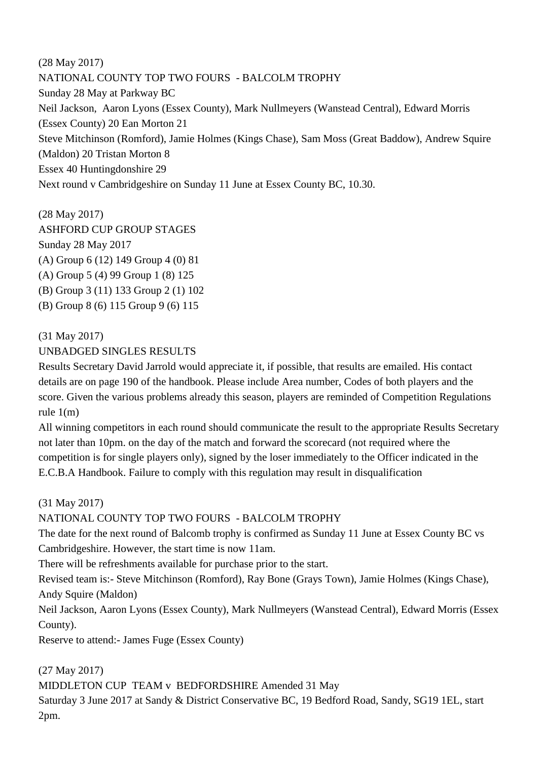(28 May 2017)

NATIONAL COUNTY TOP TWO FOURS - BALCOLM TROPHY

Sunday 28 May at Parkway BC

Neil Jackson, Aaron Lyons (Essex County), Mark Nullmeyers (Wanstead Central), Edward Morris (Essex County) 20 Ean Morton 21

Steve Mitchinson (Romford), Jamie Holmes (Kings Chase), Sam Moss (Great Baddow), Andrew Squire (Maldon) 20 Tristan Morton 8

Essex 40 Huntingdonshire 29

Next round v Cambridgeshire on Sunday 11 June at Essex County BC, 10.30.

(28 May 2017)

ASHFORD CUP GROUP STAGES

Sunday 28 May 2017

(A) Group 6 (12) 149 Group 4 (0) 81

(A) Group 5 (4) 99 Group 1 (8) 125

(B) Group 3 (11) 133 Group 2 (1) 102

(B) Group 8 (6) 115 Group 9 (6) 115

(31 May 2017)

UNBADGED SINGLES RESULTS

Results Secretary David Jarrold would appreciate it, if possible, that results are emailed. His contact details are on page 190 of the handbook. Please include Area number, Codes of both players and the score. Given the various problems already this season, players are reminded of Competition Regulations rule 1(m)

All winning competitors in each round should communicate the result to the appropriate Results Secretary not later than 10pm. on the day of the match and forward the scorecard (not required where the competition is for single players only), signed by the loser immediately to the Officer indicated in the E.C.B.A Handbook. Failure to comply with this regulation may result in disqualification

(31 May 2017)

NATIONAL COUNTY TOP TWO FOURS - BALCOLM TROPHY

The date for the next round of Balcomb trophy is confirmed as Sunday 11 June at Essex County BC vs Cambridgeshire. However, the start time is now 11am.

There will be refreshments available for purchase prior to the start.

Revised team is:- Steve Mitchinson (Romford), Ray Bone (Grays Town), Jamie Holmes (Kings Chase), Andy Squire (Maldon)

Neil Jackson, Aaron Lyons (Essex County), Mark Nullmeyers (Wanstead Central), Edward Morris (Essex County).

Reserve to attend:- James Fuge (Essex County)

(27 May 2017)

MIDDLETON CUP TEAM v BEDFORDSHIRE Amended 31 May

Saturday 3 June 2017 at Sandy & District Conservative BC, 19 Bedford Road, Sandy, SG19 1EL, start 2pm.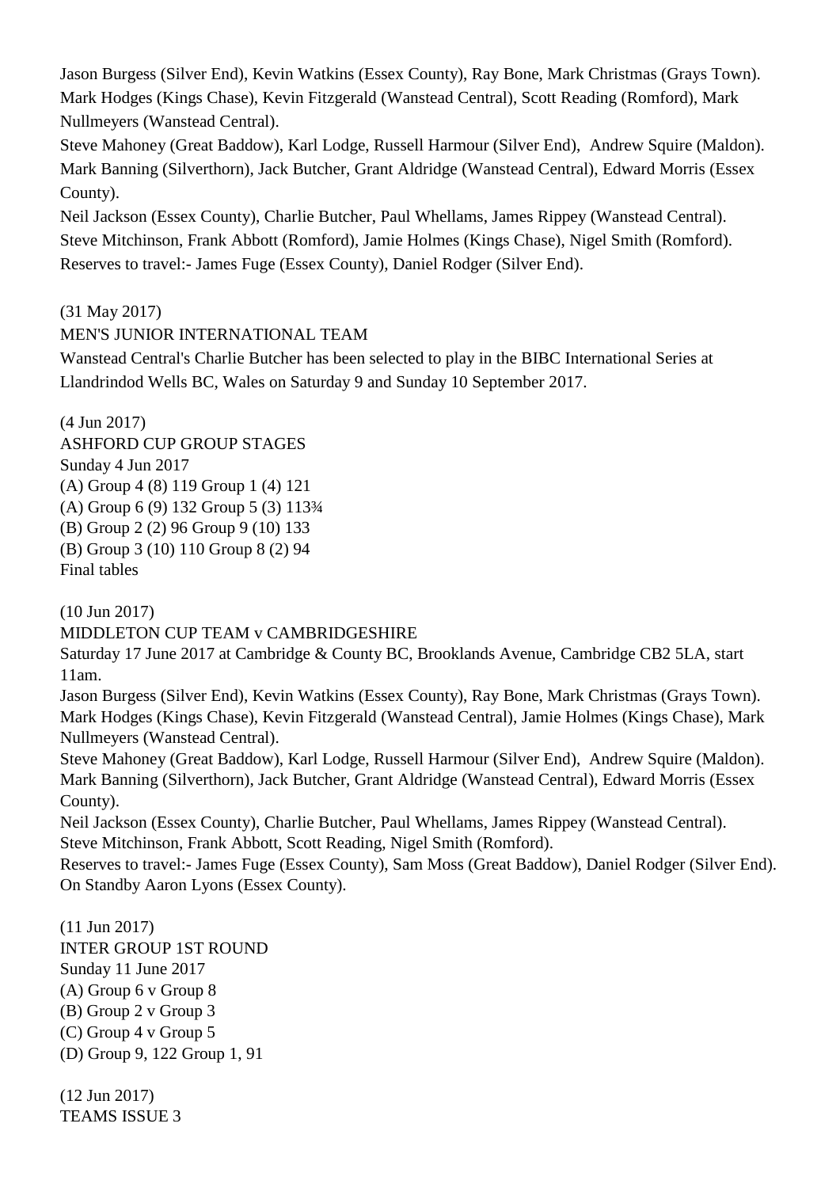Jason Burgess (Silver End), Kevin Watkins (Essex County), Ray Bone, Mark Christmas (Grays Town).
Mark Hodges (Kings Chase), Kevin Fitzgerald (Wanstead Central), Scott Reading (Romford), Mark Nullmeyers (Wanstead Central).
Steve Mahoney (Great Baddow), Karl Lodge, Russell Harmour (Silver End), Andrew Squire (Maldon).
Mark Banning (Silverthorn), Jack Butcher, Grant Aldridge (Wanstead Central), Edward Morris (Essex County).
Neil Jackson (Essex County), Charlie Butcher, Paul Whellams, James Rippey (Wanstead Central).
Steve Mitchinson, Frank Abbott (Romford), Jamie Holmes (Kings Chase), Nigel Smith (Romford).
Reserves to travel:- James Fuge (Essex County), Daniel Rodger (Silver End).

(31 May 2017)
MEN'S JUNIOR INTERNATIONAL TEAM
Wanstead Central's Charlie Butcher has been selected to play in the BIBC International Series at Llandrindod Wells BC, Wales on Saturday 9 and Sunday 10 September 2017.

(4 Jun 2017)
ASHFORD CUP GROUP STAGES
Sunday 4 Jun 2017
(A) Group 4 (8) 119 Group 1 (4) 121
(A) Group 6 (9) 132 Group 5 (3) 113¾
(B) Group 2 (2) 96 Group 9 (10) 133
(B) Group 3 (10) 110 Group 8 (2) 94
Final tables

(10 Jun 2017)
MIDDLETON CUP TEAM v CAMBRIDGESHIRE
Saturday 17 June 2017 at Cambridge & County BC, Brooklands Avenue, Cambridge CB2 5LA, start 11am.
Jason Burgess (Silver End), Kevin Watkins (Essex County), Ray Bone, Mark Christmas (Grays Town).
Mark Hodges (Kings Chase), Kevin Fitzgerald (Wanstead Central), Jamie Holmes (Kings Chase), Mark Nullmeyers (Wanstead Central).
Steve Mahoney (Great Baddow), Karl Lodge, Russell Harmour (Silver End), Andrew Squire (Maldon).
Mark Banning (Silverthorn), Jack Butcher, Grant Aldridge (Wanstead Central), Edward Morris (Essex County).
Neil Jackson (Essex County), Charlie Butcher, Paul Whellams, James Rippey (Wanstead Central).
Steve Mitchinson, Frank Abbott, Scott Reading, Nigel Smith (Romford).
Reserves to travel:- James Fuge (Essex County), Sam Moss (Great Baddow), Daniel Rodger (Silver End).
On Standby Aaron Lyons (Essex County).

(11 Jun 2017)
INTER GROUP 1ST ROUND
Sunday 11 June 2017
(A) Group 6 v Group 8
(B) Group 2 v Group 3
(C) Group 4 v Group 5
(D) Group 9, 122 Group 1, 91

(12 Jun 2017)
TEAMS ISSUE 3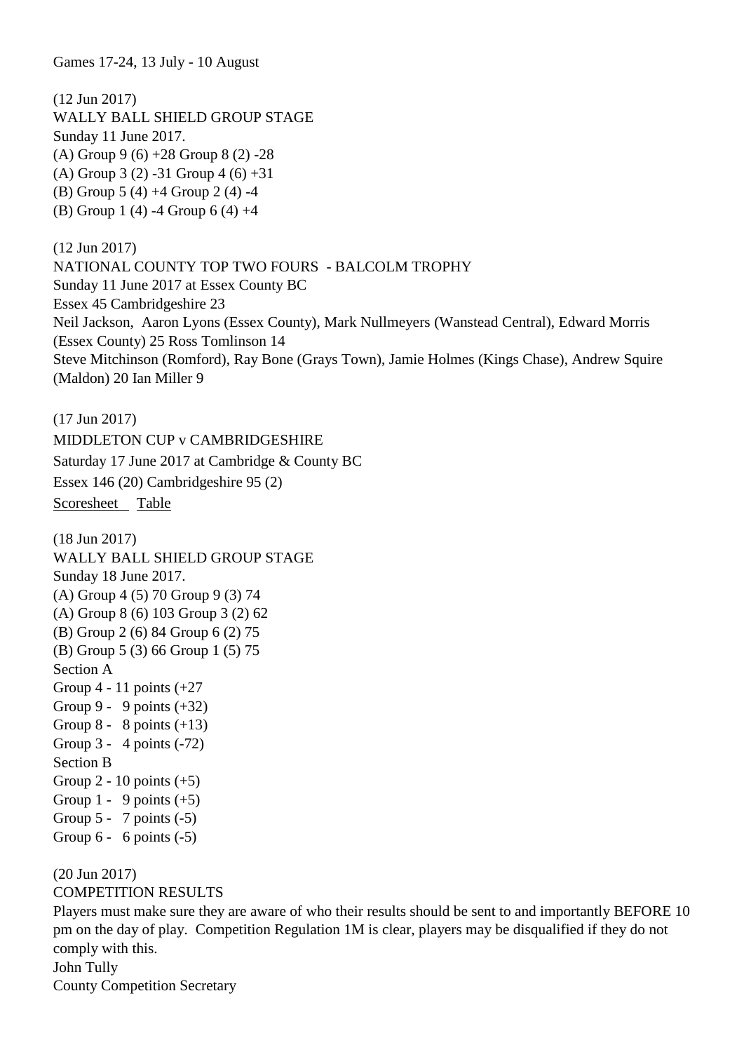Games 17-24, 13 July - 10 August

(12 Jun 2017)
WALLY BALL SHIELD GROUP STAGE
Sunday 11 June 2017.
(A) Group 9 (6) +28 Group 8 (2) -28
(A) Group 3 (2) -31 Group 4 (6) +31
(B) Group 5 (4) +4 Group 2 (4) -4
(B) Group 1 (4) -4 Group 6 (4) +4

(12 Jun 2017)
NATIONAL COUNTY TOP TWO FOURS - BALCOLM TROPHY
Sunday 11 June 2017 at Essex County BC
Essex 45 Cambridgeshire 23
Neil Jackson, Aaron Lyons (Essex County), Mark Nullmeyers (Wanstead Central), Edward Morris (Essex County) 25 Ross Tomlinson 14
Steve Mitchinson (Romford), Ray Bone (Grays Town), Jamie Holmes (Kings Chase), Andrew Squire (Maldon) 20 Ian Miller 9

(17 Jun 2017)
MIDDLETON CUP v CAMBRIDGESHIRE
Saturday 17 June 2017 at Cambridge & County BC
Essex 146 (20) Cambridgeshire 95 (2)
Scoresheet Table

(18 Jun 2017)
WALLY BALL SHIELD GROUP STAGE
Sunday 18 June 2017.
(A) Group 4 (5) 70 Group 9 (3) 74
(A) Group 8 (6) 103 Group 3 (2) 62
(B) Group 2 (6) 84 Group 6 (2) 75
(B) Group 5 (3) 66 Group 1 (5) 75
Section A
Group 4 - 11 points (+27
Group 9 - 9 points (+32)
Group 8 - 8 points (+13)
Group 3 - 4 points (-72)
Section B
Group 2 - 10 points (+5)
Group 1 - 9 points (+5)
Group 5 - 7 points (-5)
Group 6 - 6 points (-5)

(20 Jun 2017)
COMPETITION RESULTS
Players must make sure they are aware of who their results should be sent to and importantly BEFORE 10 pm on the day of play. Competition Regulation 1M is clear, players may be disqualified if they do not comply with this.
John Tully
County Competition Secretary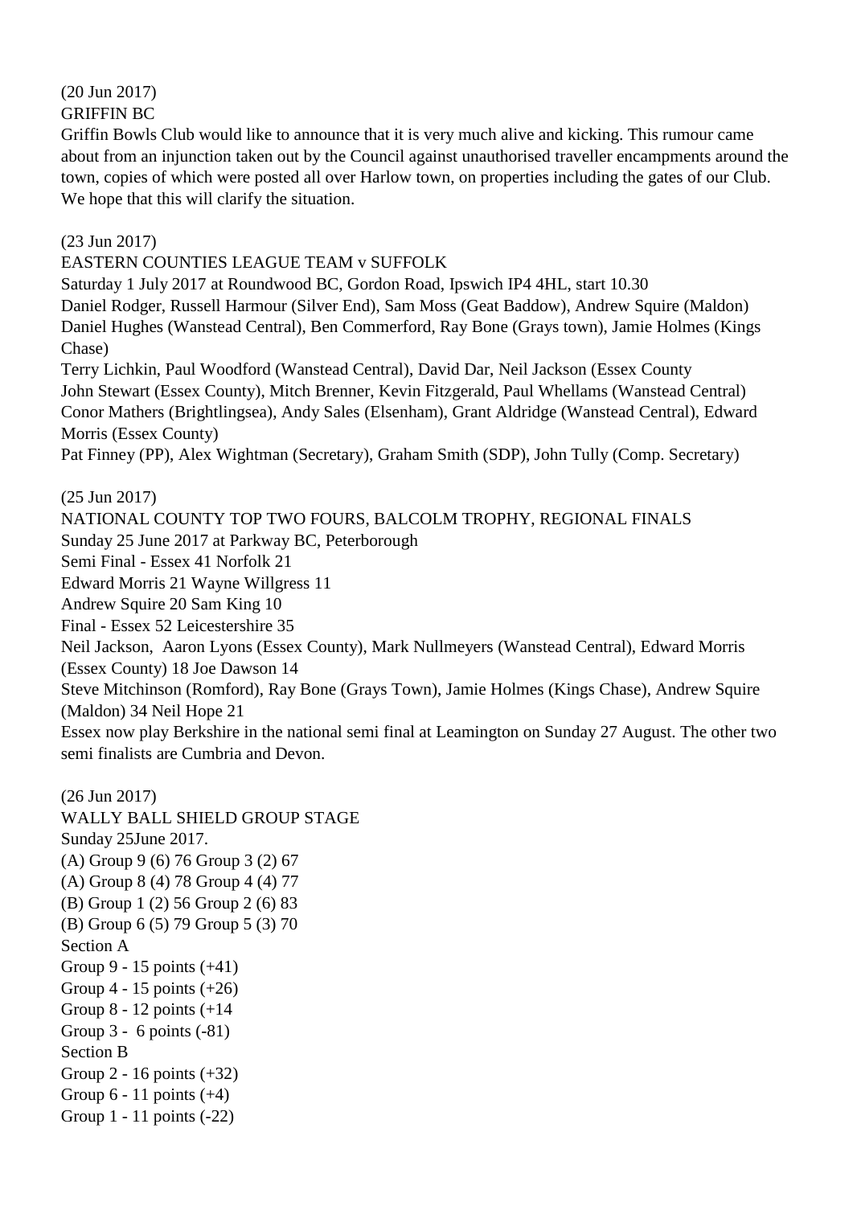(20 Jun 2017)

GRIFFIN BC

Griffin Bowls Club would like to announce that it is very much alive and kicking. This rumour came about from an injunction taken out by the Council against unauthorised traveller encampments around the town, copies of which were posted all over Harlow town, on properties including the gates of our Club. We hope that this will clarify the situation.

(23 Jun 2017)

EASTERN COUNTIES LEAGUE TEAM v SUFFOLK

Saturday 1 July 2017 at Roundwood BC, Gordon Road, Ipswich IP4 4HL, start 10.30

Daniel Rodger, Russell Harmour (Silver End), Sam Moss (Geat Baddow), Andrew Squire (Maldon)

Daniel Hughes (Wanstead Central), Ben Commerford, Ray Bone (Grays town), Jamie Holmes (Kings Chase)

Terry Lichkin, Paul Woodford (Wanstead Central), David Dar, Neil Jackson (Essex County

John Stewart (Essex County), Mitch Brenner, Kevin Fitzgerald, Paul Whellams (Wanstead Central)

Conor Mathers (Brightlingsea), Andy Sales (Elsenham), Grant Aldridge (Wanstead Central), Edward Morris (Essex County)

Pat Finney (PP), Alex Wightman (Secretary), Graham Smith (SDP), John Tully (Comp. Secretary)

(25 Jun 2017)

NATIONAL COUNTY TOP TWO FOURS, BALCOLM TROPHY, REGIONAL FINALS

Sunday 25 June 2017 at Parkway BC, Peterborough

Semi Final - Essex 41 Norfolk 21

Edward Morris 21 Wayne Willgress 11

Andrew Squire 20 Sam King 10

Final - Essex 52 Leicestershire 35

Neil Jackson, Aaron Lyons (Essex County), Mark Nullmeyers (Wanstead Central), Edward Morris (Essex County) 18 Joe Dawson 14

Steve Mitchinson (Romford), Ray Bone (Grays Town), Jamie Holmes (Kings Chase), Andrew Squire (Maldon) 34 Neil Hope 21

Essex now play Berkshire in the national semi final at Leamington on Sunday 27 August. The other two semi finalists are Cumbria and Devon.

(26 Jun 2017)

WALLY BALL SHIELD GROUP STAGE

Sunday 25June 2017.

(A) Group 9 (6) 76 Group 3 (2) 67

(A) Group 8 (4) 78 Group 4 (4) 77

(B) Group 1 (2) 56 Group 2 (6) 83

(B) Group 6 (5) 79 Group 5 (3) 70

Section A

Group 9 - 15 points (+41)

Group 4 - 15 points (+26)

Group 8 - 12 points (+14

Group 3 - 6 points (-81)

Section B

Group 2 - 16 points (+32)

Group 6 - 11 points (+4)

Group 1 - 11 points (-22)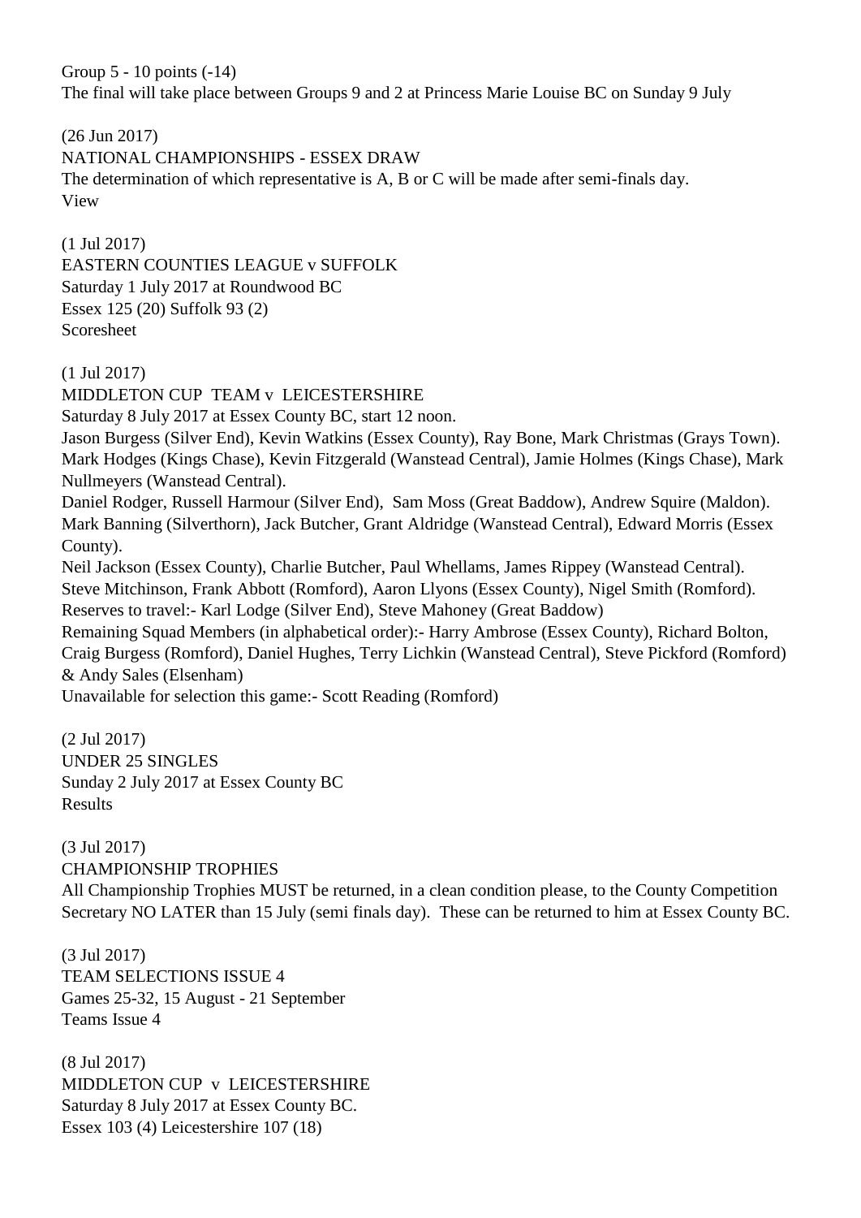Group 5 - 10 points (-14)
The final will take place between Groups 9 and 2 at Princess Marie Louise BC on Sunday 9 July

(26 Jun 2017)
NATIONAL CHAMPIONSHIPS - ESSEX DRAW
The determination of which representative is A, B or C will be made after semi-finals day.
View

(1 Jul 2017)
EASTERN COUNTIES LEAGUE v SUFFOLK
Saturday 1 July 2017 at Roundwood BC
Essex 125 (20) Suffolk 93 (2)
Scoresheet

(1 Jul 2017)
MIDDLETON CUP TEAM v LEICESTERSHIRE
Saturday 8 July 2017 at Essex County BC, start 12 noon.
Jason Burgess (Silver End), Kevin Watkins (Essex County), Ray Bone, Mark Christmas (Grays Town).
Mark Hodges (Kings Chase), Kevin Fitzgerald (Wanstead Central), Jamie Holmes (Kings Chase), Mark Nullmeyers (Wanstead Central).
Daniel Rodger, Russell Harmour (Silver End), Sam Moss (Great Baddow), Andrew Squire (Maldon).
Mark Banning (Silverthorn), Jack Butcher, Grant Aldridge (Wanstead Central), Edward Morris (Essex County).
Neil Jackson (Essex County), Charlie Butcher, Paul Whellams, James Rippey (Wanstead Central).
Steve Mitchinson, Frank Abbott (Romford), Aaron Llyons (Essex County), Nigel Smith (Romford).
Reserves to travel:- Karl Lodge (Silver End), Steve Mahoney (Great Baddow)
Remaining Squad Members (in alphabetical order):- Harry Ambrose (Essex County), Richard Bolton, Craig Burgess (Romford), Daniel Hughes, Terry Lichkin (Wanstead Central), Steve Pickford (Romford) & Andy Sales (Elsenham)
Unavailable for selection this game:- Scott Reading (Romford)

(2 Jul 2017)
UNDER 25 SINGLES
Sunday 2 July 2017 at Essex County BC
Results

(3 Jul 2017)
CHAMPIONSHIP TROPHIES
All Championship Trophies MUST be returned, in a clean condition please, to the County Competition Secretary NO LATER than 15 July (semi finals day). These can be returned to him at Essex County BC.

(3 Jul 2017)
TEAM SELECTIONS ISSUE 4
Games 25-32, 15 August - 21 September
Teams Issue 4

(8 Jul 2017)
MIDDLETON CUP v LEICESTERSHIRE
Saturday 8 July 2017 at Essex County BC.
Essex 103 (4) Leicestershire 107 (18)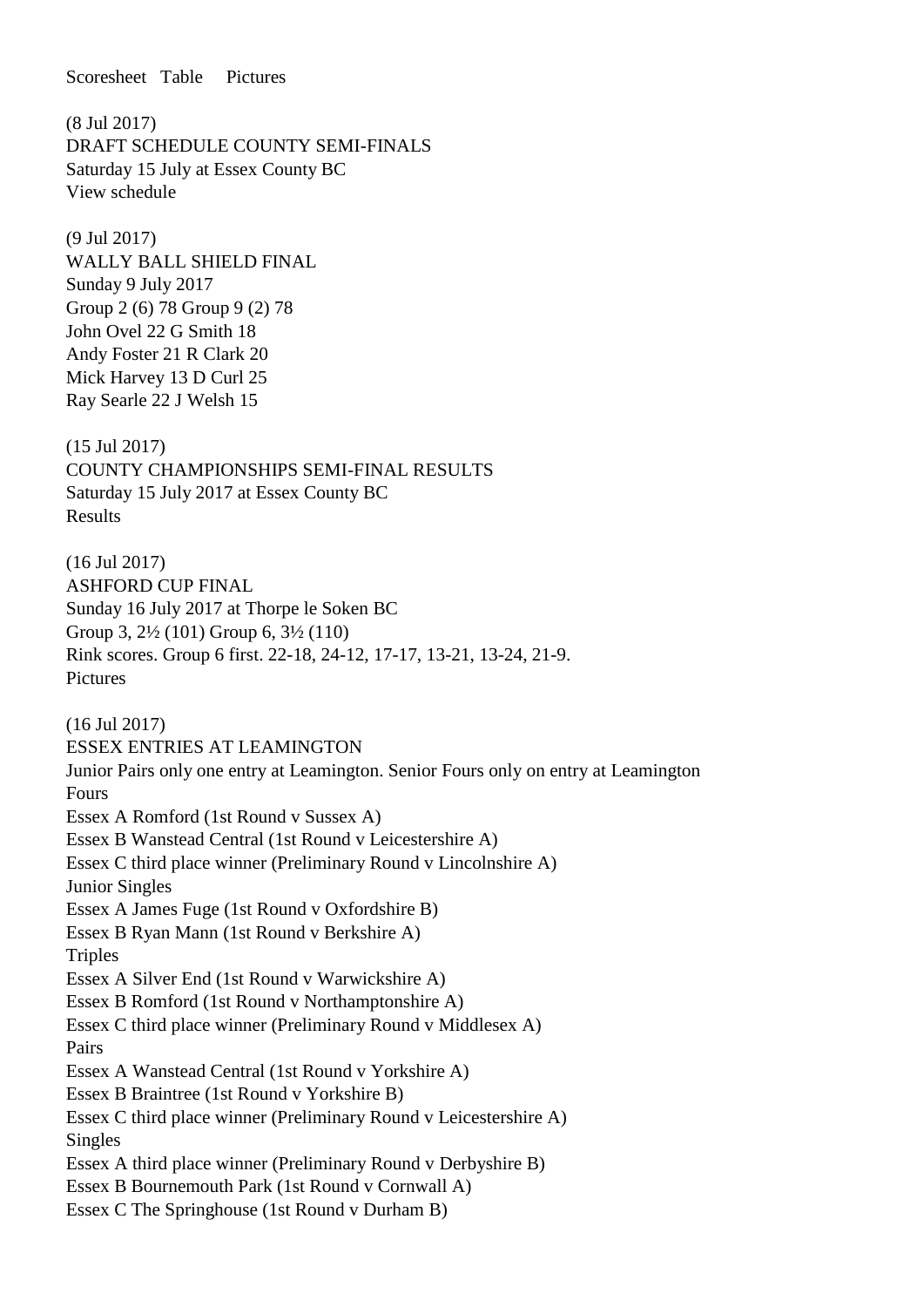Scoresheet Table Pictures

(8 Jul 2017)
DRAFT SCHEDULE COUNTY SEMI-FINALS
Saturday 15 July at Essex County BC
View schedule

(9 Jul 2017)
WALLY BALL SHIELD FINAL
Sunday 9 July 2017
Group 2 (6) 78 Group 9 (2) 78
John Ovel 22 G Smith 18
Andy Foster 21 R Clark 20
Mick Harvey 13 D Curl 25
Ray Searle 22 J Welsh 15

(15 Jul 2017)
COUNTY CHAMPIONSHIPS SEMI-FINAL RESULTS
Saturday 15 July 2017 at Essex County BC
Results

(16 Jul 2017)
ASHFORD CUP FINAL
Sunday 16 July 2017 at Thorpe le Soken BC
Group 3, 2½ (101) Group 6, 3½ (110)
Rink scores. Group 6 first. 22-18, 24-12, 17-17, 13-21, 13-24, 21-9.
Pictures

(16 Jul 2017)
ESSEX ENTRIES AT LEAMINGTON
Junior Pairs only one entry at Leamington. Senior Fours only on entry at Leamington
Fours
Essex A Romford (1st Round v Sussex A)
Essex B Wanstead Central (1st Round v Leicestershire A)
Essex C third place winner (Preliminary Round v Lincolnshire A)
Junior Singles
Essex A James Fuge (1st Round v Oxfordshire B)
Essex B Ryan Mann (1st Round v Berkshire A)
Triples
Essex A Silver End (1st Round v Warwickshire A)
Essex B Romford (1st Round v Northamptonshire A)
Essex C third place winner (Preliminary Round v Middlesex A)
Pairs
Essex A Wanstead Central (1st Round v Yorkshire A)
Essex B Braintree (1st Round v Yorkshire B)
Essex C third place winner (Preliminary Round v Leicestershire A)
Singles
Essex A third place winner (Preliminary Round v Derbyshire B)
Essex B Bournemouth Park (1st Round v Cornwall A)
Essex C The Springhouse (1st Round v Durham B)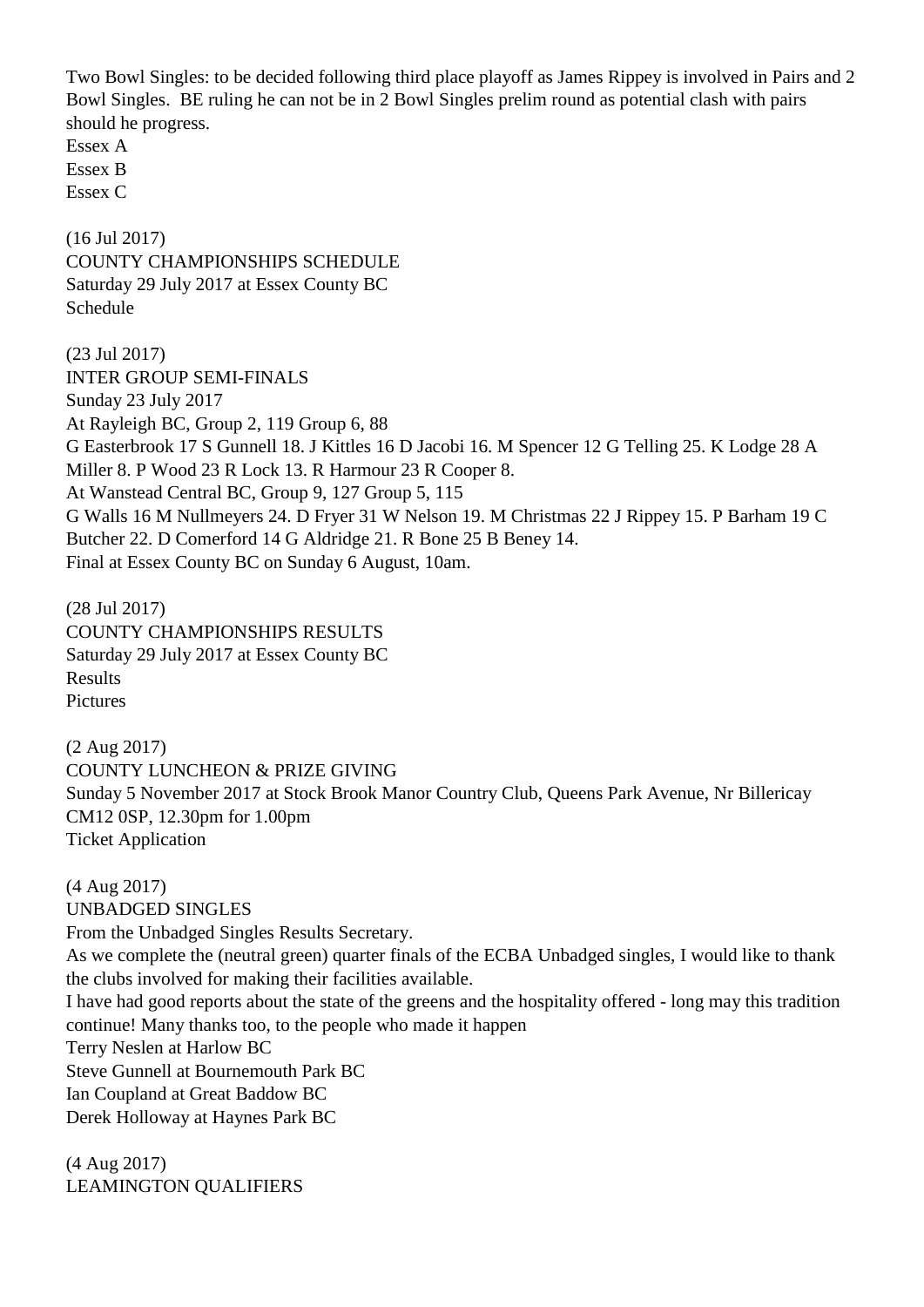Two Bowl Singles: to be decided following third place playoff as James Rippey is involved in Pairs and 2 Bowl Singles. BE ruling he can not be in 2 Bowl Singles prelim round as potential clash with pairs should he progress.
Essex A
Essex B
Essex C

(16 Jul 2017)
COUNTY CHAMPIONSHIPS SCHEDULE
Saturday 29 July 2017 at Essex County BC
Schedule

(23 Jul 2017)
INTER GROUP SEMI-FINALS
Sunday 23 July 2017
At Rayleigh BC, Group 2, 119 Group 6, 88
G Easterbrook 17 S Gunnell 18. J Kittles 16 D Jacobi 16. M Spencer 12 G Telling 25. K Lodge 28 A Miller 8. P Wood 23 R Lock 13. R Harmour 23 R Cooper 8.
At Wanstead Central BC, Group 9, 127 Group 5, 115
G Walls 16 M Nullmeyers 24. D Fryer 31 W Nelson 19. M Christmas 22 J Rippey 15. P Barham 19 C Butcher 22. D Comerford 14 G Aldridge 21. R Bone 25 B Beney 14.
Final at Essex County BC on Sunday 6 August, 10am.

(28 Jul 2017)
COUNTY CHAMPIONSHIPS RESULTS
Saturday 29 July 2017 at Essex County BC
Results
Pictures

(2 Aug 2017)
COUNTY LUNCHEON & PRIZE GIVING
Sunday 5 November 2017 at Stock Brook Manor Country Club, Queens Park Avenue, Nr Billericay CM12 0SP, 12.30pm for 1.00pm
Ticket Application

(4 Aug 2017)
UNBADGED SINGLES
From the Unbadged Singles Results Secretary.
As we complete the (neutral green) quarter finals of the ECBA Unbadged singles, I would like to thank the clubs involved for making their facilities available.
I have had good reports about the state of the greens and the hospitality offered - long may this tradition continue! Many thanks too, to the people who made it happen
Terry Neslen at Harlow BC
Steve Gunnell at Bournemouth Park BC
Ian Coupland at Great Baddow BC
Derek Holloway at Haynes Park BC

(4 Aug 2017)
LEAMINGTON QUALIFIERS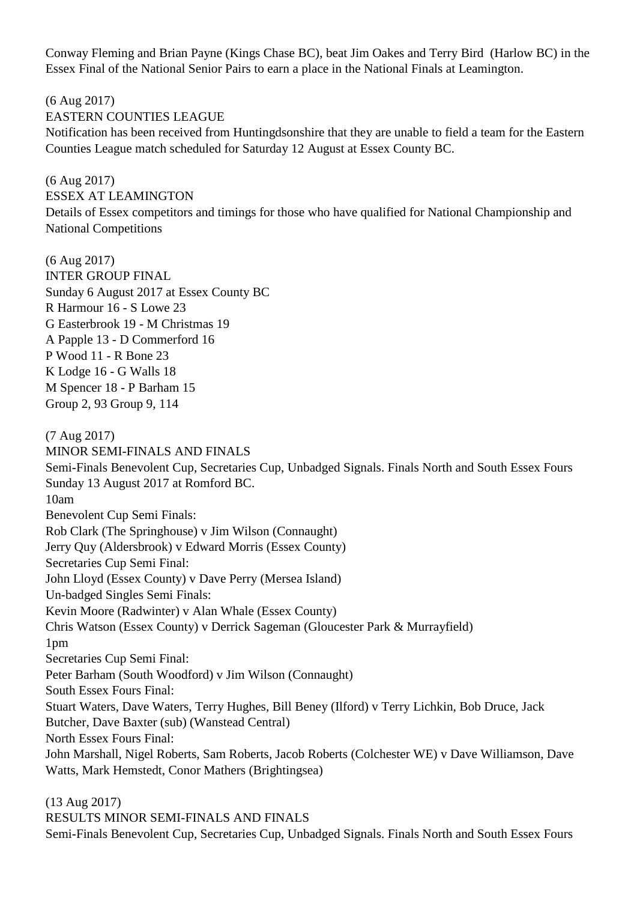Conway Fleming and Brian Payne (Kings Chase BC), beat Jim Oakes and Terry Bird (Harlow BC) in the Essex Final of the National Senior Pairs to earn a place in the National Finals at Leamington.

(6 Aug 2017)
EASTERN COUNTIES LEAGUE
Notification has been received from Huntingdsonshire that they are unable to field a team for the Eastern Counties League match scheduled for Saturday 12 August at Essex County BC.

(6 Aug 2017)
ESSEX AT LEAMINGTON
Details of Essex competitors and timings for those who have qualified for National Championship and National Competitions

(6 Aug 2017)
INTER GROUP FINAL
Sunday 6 August 2017 at Essex County BC
R Harmour 16 - S Lowe 23
G Easterbrook 19 - M Christmas 19
A Papple 13 - D Commerford 16
P Wood 11 - R Bone 23
K Lodge 16 - G Walls 18
M Spencer 18 - P Barham 15
Group 2, 93 Group 9, 114

(7 Aug 2017)
MINOR SEMI-FINALS AND FINALS
Semi-Finals Benevolent Cup, Secretaries Cup, Unbadged Signals. Finals North and South Essex Fours Sunday 13 August 2017 at Romford BC.
10am
Benevolent Cup Semi Finals:
Rob Clark (The Springhouse) v Jim Wilson (Connaught)
Jerry Quy (Aldersbrook) v Edward Morris (Essex County)
Secretaries Cup Semi Final:
John Lloyd (Essex County) v Dave Perry (Mersea Island)
Un-badged Singles Semi Finals:
Kevin Moore (Radwinter) v Alan Whale (Essex County)
Chris Watson (Essex County) v Derrick Sageman (Gloucester Park & Murrayfield)
1pm
Secretaries Cup Semi Final:
Peter Barham (South Woodford) v Jim Wilson (Connaught)
South Essex Fours Final:
Stuart Waters, Dave Waters, Terry Hughes, Bill Beney (Ilford) v Terry Lichkin, Bob Druce, Jack Butcher, Dave Baxter (sub) (Wanstead Central)
North Essex Fours Final:
John Marshall, Nigel Roberts, Sam Roberts, Jacob Roberts (Colchester WE) v Dave Williamson, Dave Watts, Mark Hemstedt, Conor Mathers (Brightingsea)

(13 Aug 2017)
RESULTS MINOR SEMI-FINALS AND FINALS
Semi-Finals Benevolent Cup, Secretaries Cup, Unbadged Signals. Finals North and South Essex Fours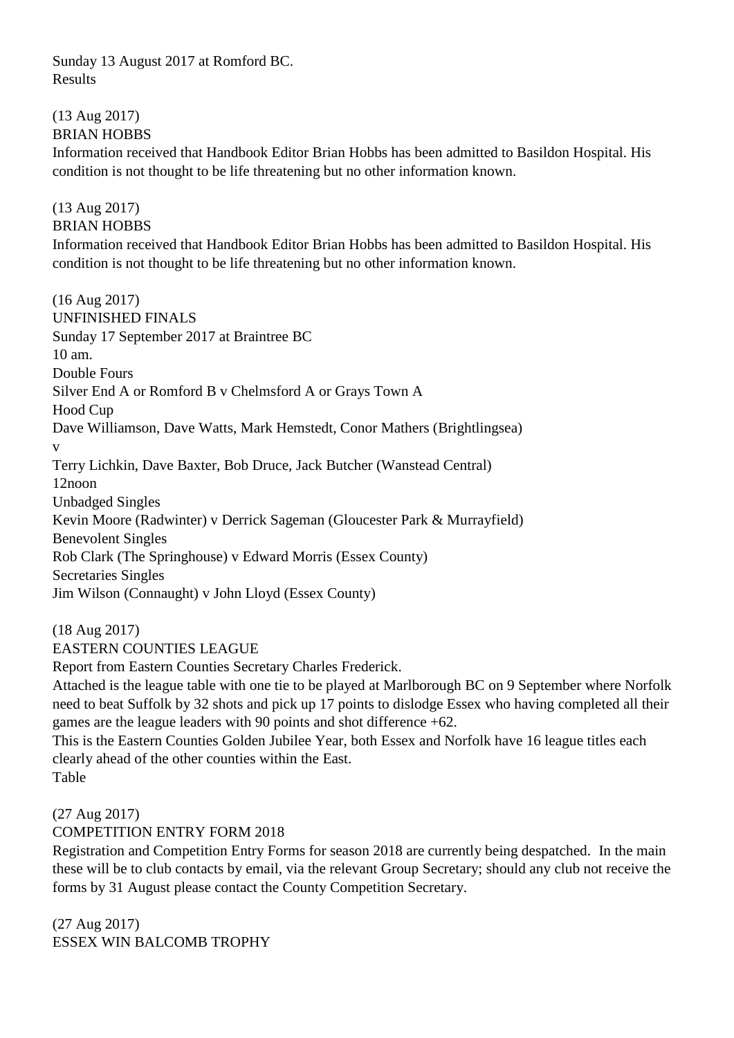Sunday 13 August 2017 at Romford BC.
Results

(13 Aug 2017)
BRIAN HOBBS
Information received that Handbook Editor Brian Hobbs has been admitted to Basildon Hospital. His condition is not thought to be life threatening but no other information known.

(13 Aug 2017)
BRIAN HOBBS
Information received that Handbook Editor Brian Hobbs has been admitted to Basildon Hospital. His condition is not thought to be life threatening but no other information known.

(16 Aug 2017)
UNFINISHED FINALS
Sunday 17 September 2017 at Braintree BC
10 am.
Double Fours
Silver End A or Romford B v Chelmsford A or Grays Town A
Hood Cup
Dave Williamson, Dave Watts, Mark Hemstedt, Conor Mathers (Brightlingsea)
v
Terry Lichkin, Dave Baxter, Bob Druce, Jack Butcher (Wanstead Central)
12noon
Unbadged Singles
Kevin Moore (Radwinter) v Derrick Sageman (Gloucester Park & Murrayfield)
Benevolent Singles
Rob Clark (The Springhouse) v Edward Morris (Essex County)
Secretaries Singles
Jim Wilson (Connaught) v John Lloyd (Essex County)

(18 Aug 2017)
EASTERN COUNTIES LEAGUE
Report from Eastern Counties Secretary Charles Frederick.
Attached is the league table with one tie to be played at Marlborough BC on 9 September where Norfolk need to beat Suffolk by 32 shots and pick up 17 points to dislodge Essex who having completed all their games are the league leaders with 90 points and shot difference +62.
This is the Eastern Counties Golden Jubilee Year, both Essex and Norfolk have 16 league titles each clearly ahead of the other counties within the East.
Table

(27 Aug 2017)
COMPETITION ENTRY FORM 2018
Registration and Competition Entry Forms for season 2018 are currently being despatched. In the main these will be to club contacts by email, via the relevant Group Secretary; should any club not receive the forms by 31 August please contact the County Competition Secretary.

(27 Aug 2017)
ESSEX WIN BALCOMB TROPHY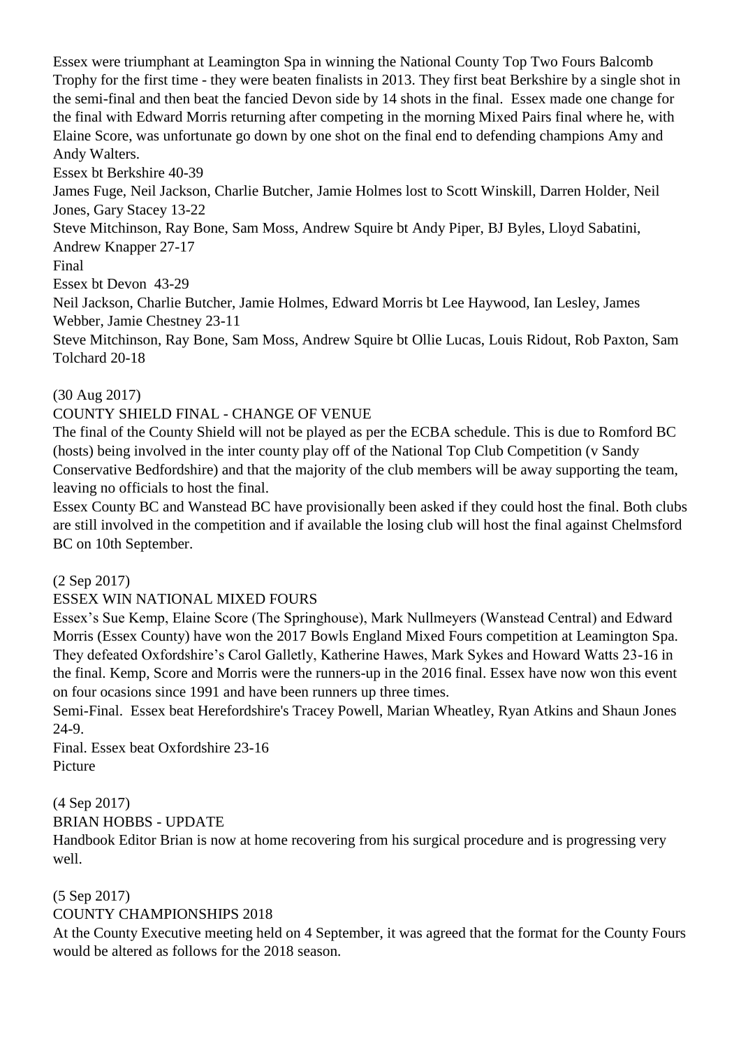Essex were triumphant at Leamington Spa in winning the National County Top Two Fours Balcomb Trophy for the first time - they were beaten finalists in 2013. They first beat Berkshire by a single shot in the semi-final and then beat the fancied Devon side by 14 shots in the final. Essex made one change for the final with Edward Morris returning after competing in the morning Mixed Pairs final where he, with Elaine Score, was unfortunate go down by one shot on the final end to defending champions Amy and Andy Walters.

Essex bt Berkshire 40-39

James Fuge, Neil Jackson, Charlie Butcher, Jamie Holmes lost to Scott Winskill, Darren Holder, Neil Jones, Gary Stacey 13-22

Steve Mitchinson, Ray Bone, Sam Moss, Andrew Squire bt Andy Piper, BJ Byles, Lloyd Sabatini, Andrew Knapper 27-17

Final

Essex bt Devon 43-29

Neil Jackson, Charlie Butcher, Jamie Holmes, Edward Morris bt Lee Haywood, Ian Lesley, James Webber, Jamie Chestney 23-11

Steve Mitchinson, Ray Bone, Sam Moss, Andrew Squire bt Ollie Lucas, Louis Ridout, Rob Paxton, Sam Tolchard 20-18

(30 Aug 2017)

COUNTY SHIELD FINAL - CHANGE OF VENUE

The final of the County Shield will not be played as per the ECBA schedule. This is due to Romford BC (hosts) being involved in the inter county play off of the National Top Club Competition (v Sandy Conservative Bedfordshire) and that the majority of the club members will be away supporting the team, leaving no officials to host the final.

Essex County BC and Wanstead BC have provisionally been asked if they could host the final. Both clubs are still involved in the competition and if available the losing club will host the final against Chelmsford BC on 10th September.

(2 Sep 2017)

ESSEX WIN NATIONAL MIXED FOURS

Essex's Sue Kemp, Elaine Score (The Springhouse), Mark Nullmeyers (Wanstead Central) and Edward Morris (Essex County) have won the 2017 Bowls England Mixed Fours competition at Leamington Spa. They defeated Oxfordshire's Carol Galletly, Katherine Hawes, Mark Sykes and Howard Watts 23-16 in the final. Kemp, Score and Morris were the runners-up in the 2016 final. Essex have now won this event on four ocasions since 1991 and have been runners up three times.

Semi-Final. Essex beat Herefordshire's Tracey Powell, Marian Wheatley, Ryan Atkins and Shaun Jones 24-9.

Final. Essex beat Oxfordshire 23-16

Picture

(4 Sep 2017)

BRIAN HOBBS - UPDATE

Handbook Editor Brian is now at home recovering from his surgical procedure and is progressing very well.

(5 Sep 2017)

COUNTY CHAMPIONSHIPS 2018

At the County Executive meeting held on 4 September, it was agreed that the format for the County Fours would be altered as follows for the 2018 season.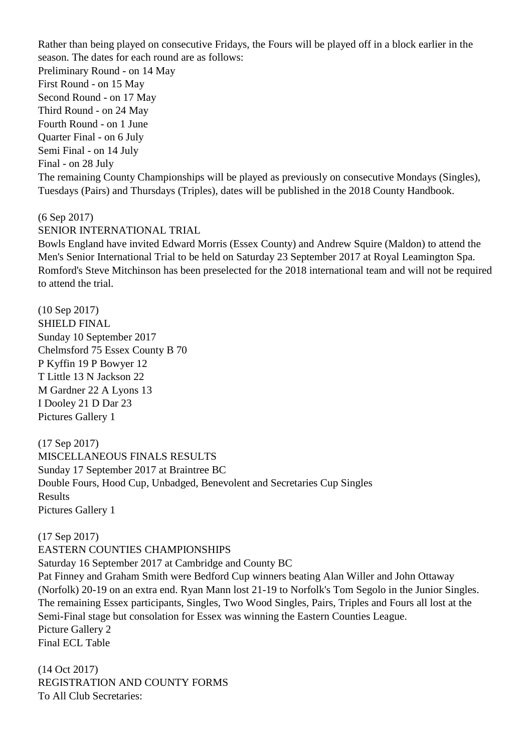Rather than being played on consecutive Fridays, the Fours will be played off in a block earlier in the season. The dates for each round are as follows:
Preliminary Round - on 14 May
First Round - on 15 May
Second Round - on 17 May
Third Round - on 24 May
Fourth Round - on 1 June
Quarter Final - on 6 July
Semi Final - on 14 July
Final - on 28 July
The remaining County Championships will be played as previously on consecutive Mondays (Singles), Tuesdays (Pairs) and Thursdays (Triples), dates will be published in the 2018 County Handbook.

(6 Sep 2017)
SENIOR INTERNATIONAL TRIAL
Bowls England have invited Edward Morris (Essex County) and Andrew Squire (Maldon) to attend the Men's Senior International Trial to be held on Saturday 23 September 2017 at Royal Leamington Spa. Romford's Steve Mitchinson has been preselected for the 2018 international team and will not be required to attend the trial.

(10 Sep 2017)
SHIELD FINAL
Sunday 10 September 2017
Chelmsford 75 Essex County B 70
P Kyffin 19 P Bowyer 12
T Little 13 N Jackson 22
M Gardner 22 A Lyons 13
I Dooley 21 D Dar 23
Pictures Gallery 1

(17 Sep 2017)
MISCELLANEOUS FINALS RESULTS
Sunday 17 September 2017 at Braintree BC
Double Fours, Hood Cup, Unbadged, Benevolent and Secretaries Cup Singles
Results
Pictures Gallery 1

(17 Sep 2017)
EASTERN COUNTIES CHAMPIONSHIPS
Saturday 16 September 2017 at Cambridge and County BC
Pat Finney and Graham Smith were Bedford Cup winners beating Alan Willer and John Ottaway (Norfolk) 20-19 on an extra end. Ryan Mann lost 21-19 to Norfolk's Tom Segolo in the Junior Singles. The remaining Essex participants, Singles, Two Wood Singles, Pairs, Triples and Fours all lost at the Semi-Final stage but consolation for Essex was winning the Eastern Counties League.
Picture Gallery 2
Final ECL Table

(14 Oct 2017)
REGISTRATION AND COUNTY FORMS
To All Club Secretaries: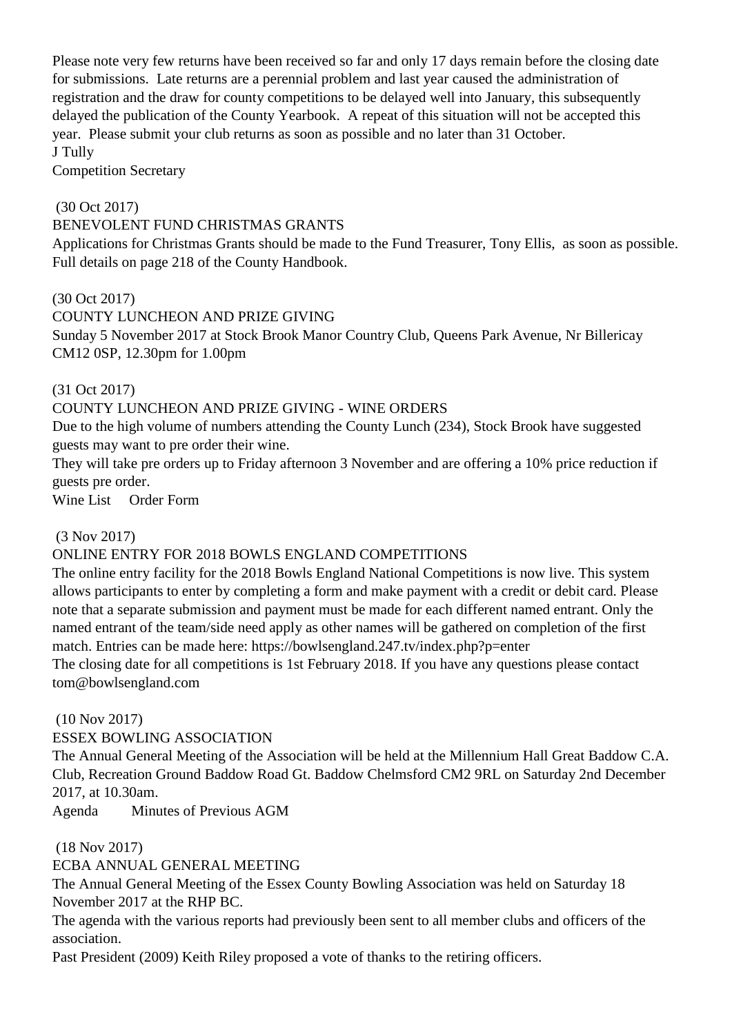Please note very few returns have been received so far and only 17 days remain before the closing date for submissions. Late returns are a perennial problem and last year caused the administration of registration and the draw for county competitions to be delayed well into January, this subsequently delayed the publication of the County Yearbook. A repeat of this situation will not be accepted this year. Please submit your club returns as soon as possible and no later than 31 October.
J Tully
Competition Secretary

(30 Oct 2017)
BENEVOLENT FUND CHRISTMAS GRANTS
Applications for Christmas Grants should be made to the Fund Treasurer, Tony Ellis, as soon as possible. Full details on page 218 of the County Handbook.

(30 Oct 2017)
COUNTY LUNCHEON AND PRIZE GIVING
Sunday 5 November 2017 at Stock Brook Manor Country Club, Queens Park Avenue, Nr Billericay CM12 0SP, 12.30pm for 1.00pm

(31 Oct 2017)
COUNTY LUNCHEON AND PRIZE GIVING - WINE ORDERS
Due to the high volume of numbers attending the County Lunch (234), Stock Brook have suggested guests may want to pre order their wine.
They will take pre orders up to Friday afternoon 3 November and are offering a 10% price reduction if guests pre order.
Wine List Order Form

(3 Nov 2017)
ONLINE ENTRY FOR 2018 BOWLS ENGLAND COMPETITIONS
The online entry facility for the 2018 Bowls England National Competitions is now live. This system allows participants to enter by completing a form and make payment with a credit or debit card. Please note that a separate submission and payment must be made for each different named entrant. Only the named entrant of the team/side need apply as other names will be gathered on completion of the first match. Entries can be made here: https://bowlsengland.247.tv/index.php?p=enter
The closing date for all competitions is 1st February 2018. If you have any questions please contact tom@bowlsengland.com

(10 Nov 2017)
ESSEX BOWLING ASSOCIATION
The Annual General Meeting of the Association will be held at the Millennium Hall Great Baddow C.A. Club, Recreation Ground Baddow Road Gt. Baddow Chelmsford CM2 9RL on Saturday 2nd December 2017, at 10.30am.
Agenda Minutes of Previous AGM

(18 Nov 2017)
ECBA ANNUAL GENERAL MEETING
The Annual General Meeting of the Essex County Bowling Association was held on Saturday 18 November 2017 at the RHP BC.
The agenda with the various reports had previously been sent to all member clubs and officers of the association.
Past President (2009) Keith Riley proposed a vote of thanks to the retiring officers.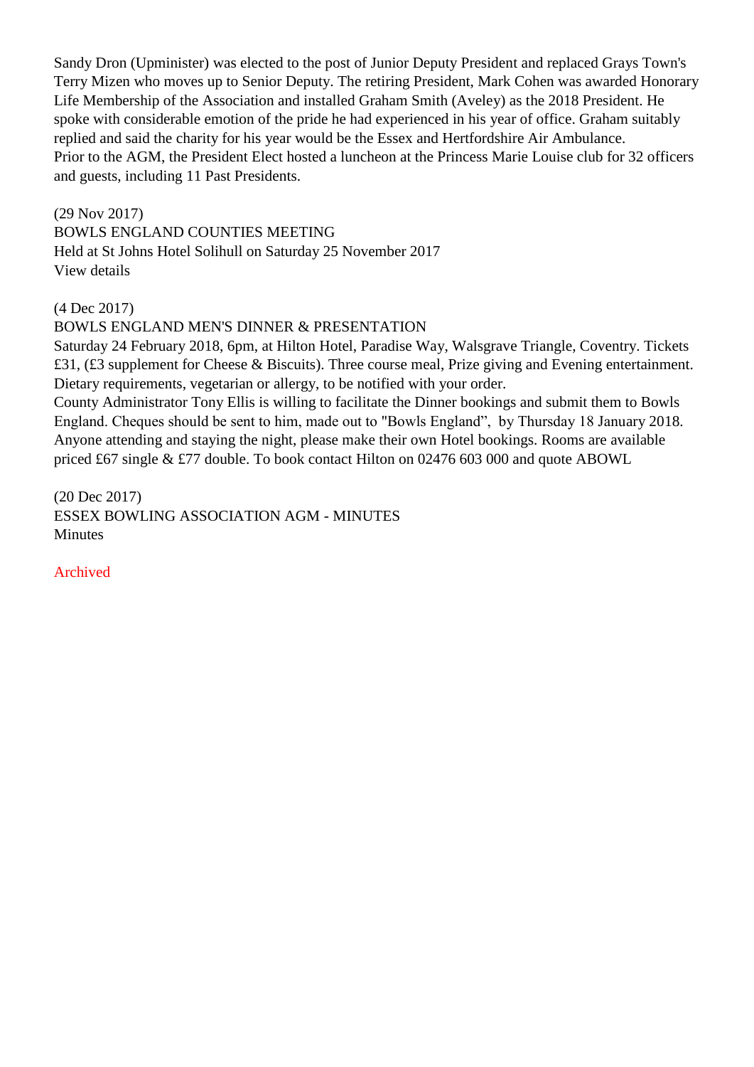Sandy Dron (Upminister) was elected to the post of Junior Deputy President and replaced Grays Town's Terry Mizen who moves up to Senior Deputy. The retiring President, Mark Cohen was awarded Honorary Life Membership of the Association and installed Graham Smith (Aveley) as the 2018 President. He spoke with considerable emotion of the pride he had experienced in his year of office. Graham suitably replied and said the charity for his year would be the Essex and Hertfordshire Air Ambulance.
Prior to the AGM, the President Elect hosted a luncheon at the Princess Marie Louise club for 32 officers and guests, including 11 Past Presidents.

(29 Nov 2017)
BOWLS ENGLAND COUNTIES MEETING
Held at St Johns Hotel Solihull on Saturday 25 November 2017
View details

(4 Dec 2017)
BOWLS ENGLAND MEN'S DINNER & PRESENTATION
Saturday 24 February 2018, 6pm, at Hilton Hotel, Paradise Way, Walsgrave Triangle, Coventry. Tickets £31, (£3 supplement for Cheese & Biscuits). Three course meal, Prize giving and Evening entertainment. Dietary requirements, vegetarian or allergy, to be notified with your order.
County Administrator Tony Ellis is willing to facilitate the Dinner bookings and submit them to Bowls England. Cheques should be sent to him, made out to "Bowls England", by Thursday 18 January 2018. Anyone attending and staying the night, please make their own Hotel bookings. Rooms are available priced £67 single & £77 double. To book contact Hilton on 02476 603 000 and quote ABOWL

(20 Dec 2017)
ESSEX BOWLING ASSOCIATION AGM - MINUTES
Minutes

Archived